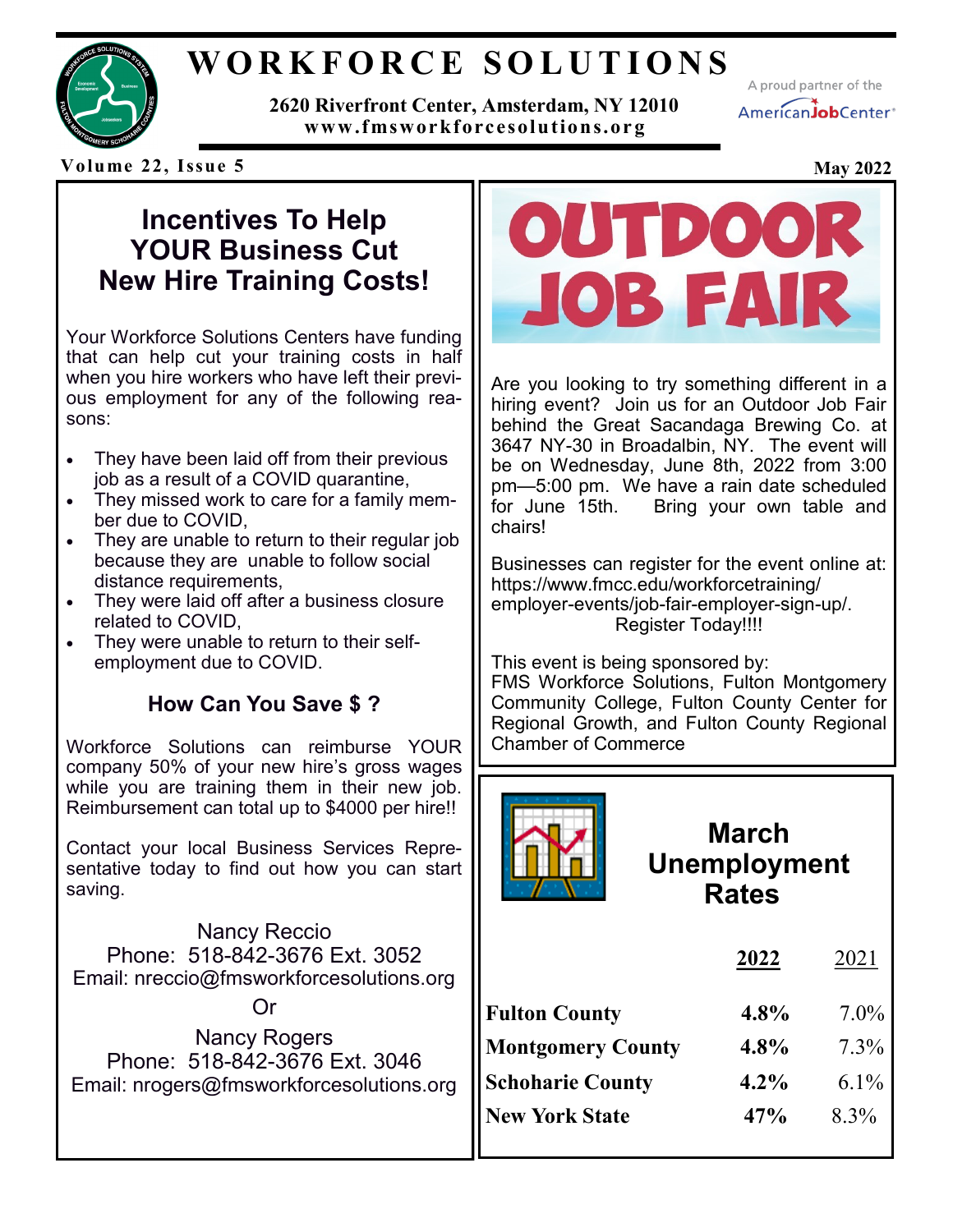# WORKFORCE SOLUTIONS

**2620 Riverfront Center, Amsterdam, NY 12010**
**www.fmsworkforcesolutions.org**

A proud partner of the AmericanJobCenter

**Volume 22, Issue 5** **May 2022**

## Incentives To Help YOUR Business Cut New Hire Training Costs!

Your Workforce Solutions Centers have funding that can help cut your training costs in half when you hire workers who have left their previous employment for any of the following reasons:

- They have been laid off from their previous job as a result of a COVID quarantine,
- They missed work to care for a family member due to COVID,
- They are unable to return to their regular job because they are unable to follow social distance requirements,
- They were laid off after a business closure related to COVID,
- They were unable to return to their self-employment due to COVID.

### How Can You Save $ ?

Workforce Solutions can reimburse YOUR company 50% of your new hire's gross wages while you are training them in their new job. Reimbursement can total up to $4000 per hire!!

Contact your local Business Services Representative today to find out how you can start saving.

Nancy Reccio
Phone: 518-842-3676 Ext. 3052
Email: nreccio@fmsworkforcesolutions.org

Or

Nancy Rogers
Phone: 518-842-3676 Ext. 3046
Email: nrogers@fmsworkforcesolutions.org

## OUTDOOR JOB FAIR

Are you looking to try something different in a hiring event? Join us for an Outdoor Job Fair behind the Great Sacandaga Brewing Co. at 3647 NY-30 in Broadalbin, NY. The event will be on Wednesday, June 8th, 2022 from 3:00 pm—5:00 pm. We have a rain date scheduled for June 15th. Bring your own table and chairs!

Businesses can register for the event online at: https://www.fmcc.edu/workforcetraining/employer-events/job-fair-employer-sign-up/.
Register Today!!!!

This event is being sponsored by:
FMS Workforce Solutions, Fulton Montgomery Community College, Fulton County Center for Regional Growth, and Fulton County Regional Chamber of Commerce

## March Unemployment Rates

| | **2022** | 2021 |
|---|---|---|
| **Fulton County** | **4.8%** | 7.0% |
| **Montgomery County** | **4.8%** | 7.3% |
| **Schoharie County** | **4.2%** | 6.1% |
| **New York State** | **47%** | 8.3% |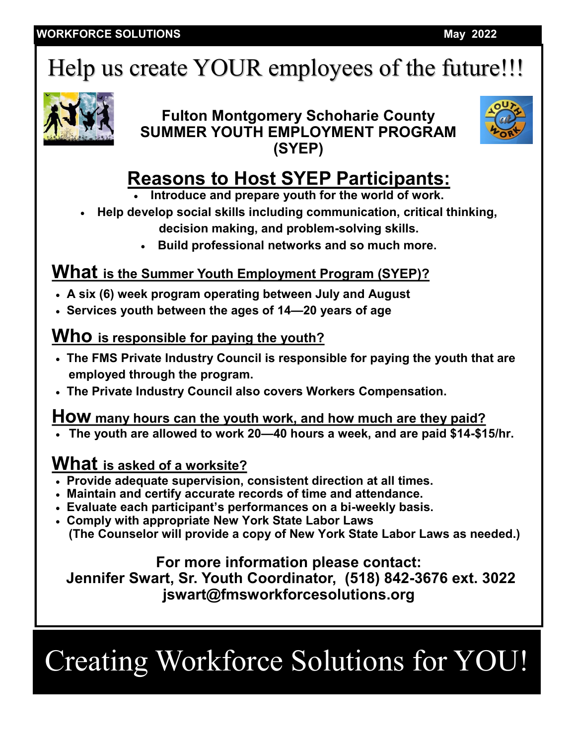WORKFORCE SOLUTIONS May 2022

# Help us create YOUR employees of the future!!!

**Fulton Montgomery Schoharie County**
**SUMMER YOUTH EMPLOYMENT PROGRAM**
**(SYEP)**

## Reasons to Host SYEP Participants:

- **Introduce and prepare youth for the world of work.**
- **Help develop social skills including communication, critical thinking, decision making, and problem-solving skills.**
- **Build professional networks and so much more.**

### What is the Summer Youth Employment Program (SYEP)?

- **A six (6) week program operating between July and August**
- **Services youth between the ages of 14—20 years of age**

### Who is responsible for paying the youth?

- **The FMS Private Industry Council is responsible for paying the youth that are employed through the program.**
- **The Private Industry Council also covers Workers Compensation.**

### How many hours can the youth work, and how much are they paid?

- **The youth are allowed to work 20—40 hours a week, and are paid $14-$15/hr.**

### What is asked of a worksite?

- **Provide adequate supervision, consistent direction at all times.**
- **Maintain and certify accurate records of time and attendance.**
- **Evaluate each participant's performances on a bi-weekly basis.**
- **Comply with appropriate New York State Labor Laws (The Counselor will provide a copy of New York State Labor Laws as needed.)**

**For more information please contact:**
**Jennifer Swart, Sr. Youth Coordinator, (518) 842-3676 ext. 3022**
**jswart@fmsworkforcesolutions.org**

# Creating Workforce Solutions for YOU!